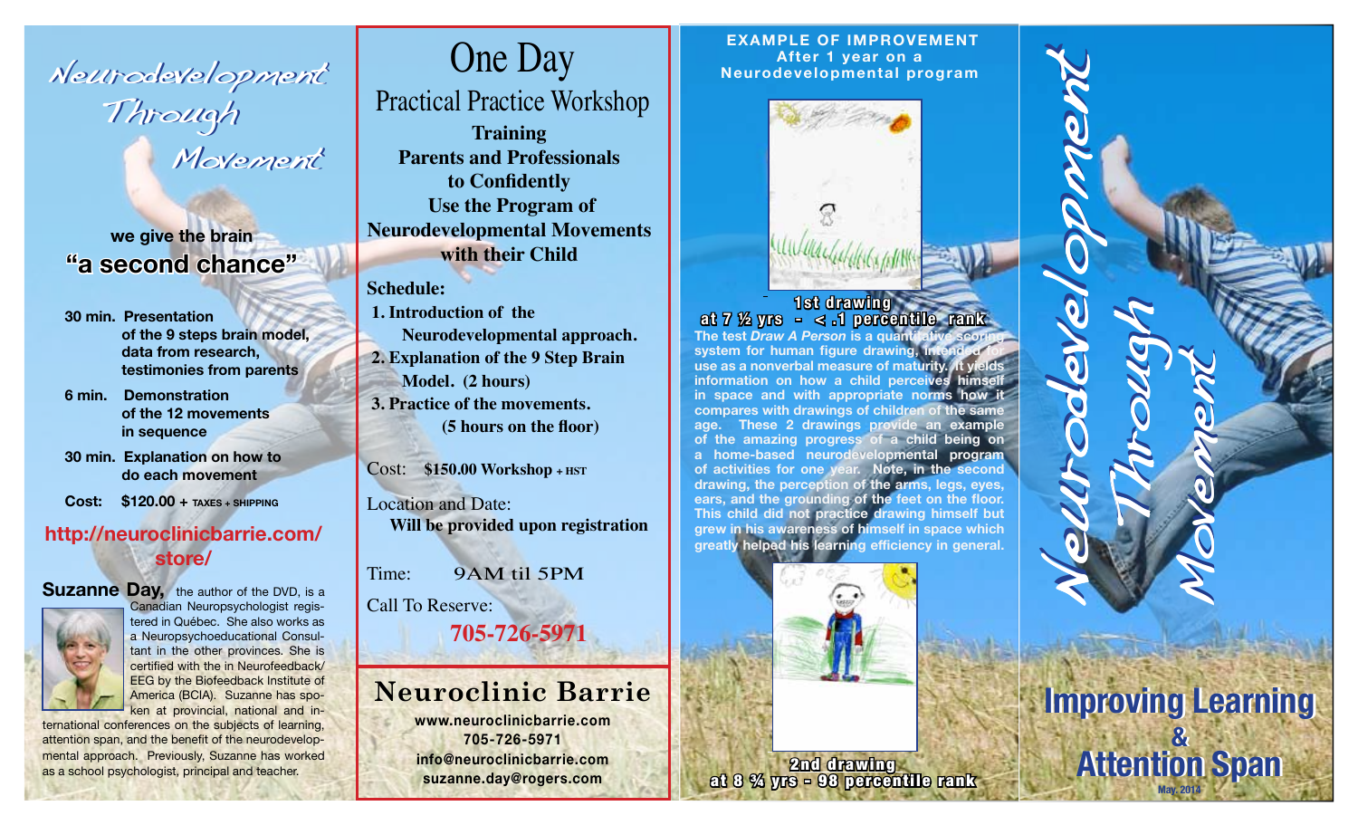# Neurodevelopment Through Movement

we give the brain
## "a second chance"

**30 min.** Presentation
of the 9 steps brain model, data from research, testimonies from parents

**6 min.** Demonstration
of the 12 movements in sequence

**30 min.** Explanation on how to do each movement

**Cost:** $120.00 + TAXES + SHIPPING

**http://neuroclinicbarrie.com/store/**

**Suzanne Day,** the author of the DVD, is a Canadian Neuropsychologist registered in Québec. She also works as a Neuropsychoeducational Consultant in the other provinces. She is certified with the in Neurofeedback/EEG by the Biofeedback Institute of America (BCIA). Suzanne has spoken at provincial, national and international conferences on the subjects of learning, attention span, and the benefit of the neurodevelopmental approach. Previously, Suzanne has worked as a school psychologist, principal and teacher.

# One Day
## Practical Practice Workshop

**Training Parents and Professionals to Confidently Use the Program of Neurodevelopmental Movements with their Child**

**Schedule:**

1. Introduction of the Neurodevelopmental approach.
2. Explanation of the 9 Step Brain Model. (2 hours)
3. Practice of the movements. (5 hours on the floor)

Cost: **$150.00 Workshop + HST**

Location and Date:
**Will be provided upon registration**

Time: 9AM til 5PM

Call To Reserve:
**705-726-5971**

## Neuroclinic Barrie

**www.neuroclinicbarrie.com**
**705-726-5971**
**info@neuroclinicbarrie.com**
**suzanne.day@rogers.com**

## EXAMPLE OF IMPROVEMENT
**After 1 year on a Neurodevelopmental program**

**1st drawing at 7 ½ yrs - < .1 percentile rank**

The test *Draw A Person* is a quantitative scoring system for human figure drawing, intended for use as a nonverbal measure of maturity. It yields information on how a child perceives himself in space and with appropriate norms how it compares with drawings of children of the same age. These 2 drawings provide an example of the amazing progress of a child being on a home-based neurodevelopmental program of activities for one year. Note, in the second drawing, the perception of the arms, legs, eyes, ears, and the grounding of the feet on the floor. This child did not practice drawing himself but grew in his awareness of himself in space which greatly helped his learning efficiency in general.

**2nd drawing at 8 ¾ yrs - 98 percentile rank**

# Neurodevelopment Through Movement

## Improving Learning & Attention Span

May, 2014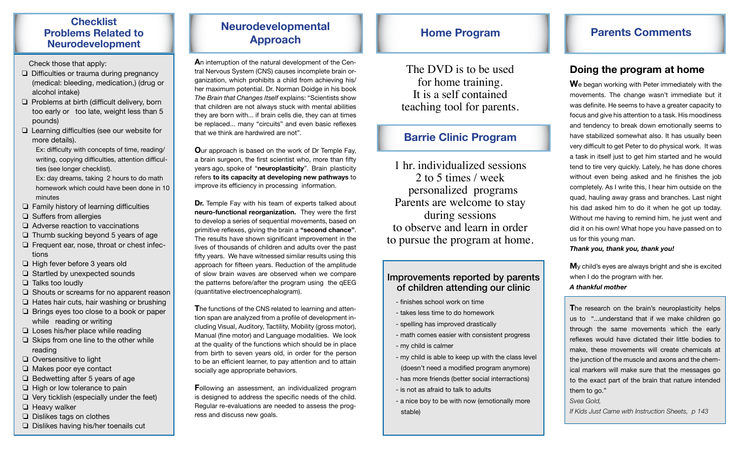## Checklist Problems Related to Neurodevelopment

Check those that apply:

- ❑ Difficulties or trauma during pregnancy (medical: bleeding, medication,) (drug or alcohol intake)
- ❑ Problems at birth (difficult delivery, born too early or too late, weight less than 5 pounds)
- ❑ Learning difficulties (see our website for more details).
  Ex: difficulty with concepts of time, reading/ writing, copying difficulties, attention difficulties (see longer checklist).
  Ex: day dreams, taking 2 hours to do math homework which could have been done in 10 minutes
- ❑ Family history of learning difficulties
- ❑ Suffers from allergies
- ❑ Adverse reaction to vaccinations
- ❑ Thumb sucking beyond 5 years of age
- ❑ Frequent ear, nose, throat or chest infections
- ❑ High fever before 3 years old
- ❑ Startled by unexpected sounds
- ❑ Talks too loudly
- ❑ Shouts or screams for no apparent reason
- ❑ Hates hair cuts, hair washing or brushing
- ❑ Brings eyes too close to a book or paper while reading or writing
- ❑ Loses his/her place while reading
- ❑ Skips from one line to the other while reading
- ❑ Oversensitive to light
- ❑ Makes poor eye contact
- ❑ Bedwetting after 5 years of age
- ❑ High or low tolerance to pain
- ❑ Very ticklish (especially under the feet)
- ❑ Heavy walker
- ❑ Dislikes tags on clothes
- ❑ Dislikes having his/her toenails cut

## Neurodevelopmental Approach

An interruption of the natural development of the Central Nervous System (CNS) causes incomplete brain organization, which prohibits a child from achieving his/her maximum potential. Dr. Norman Doidge in his book *The Brain that Changes Itself* explains: "Scientists show that children are not always stuck with mental abilities they are born with... if brain cells die, they can at times be replaced... many "circuits" and even basic reflexes that we think are hardwired are not".

Our approach is based on the work of Dr Temple Fay, a brain surgeon, the first scientist who, more than fifty years ago, spoke of "**neuroplasticity**". Brain plasticity refers **to its capacity at developing new pathways** to improve its efficiency in processing information.

**Dr.** Temple Fay with his team of experts talked about **neuro-functional reorganization.** They were the first to develop a series of sequential movements, based on primitive reflexes, giving the brain a **"second chance"**. The results have shown significant improvement in the lives of thousands of children and adults over the past fifty years. We have witnessed similar results using this approach for fifteen years. Reduction of the amplitude of slow brain waves are observed when we compare the patterns before/after the program using the qEEG (quantitative electroencephalogram).

The functions of the CNS related to learning and attention span are analyzed from a profile of development including Visual, Auditory, Tactility, Mobility (gross motor), Manual (fine motor) and Language modalities. We look at the quality of the functions which should be in place from birth to seven years old, in order for the person to be an efficient learner, to pay attention and to attain socially age appropriate behaviors.

Following an assessment, an individualized program is designed to address the specific needs of the child. Regular re-evaluations are needed to assess the progress and discuss new goals.

## Home Program

The DVD is to be used for home training. It is a self contained teaching tool for parents.

## Barrie Clinic Program

1 hr. individualized sessions
2 to 5 times / week
personalized programs
Parents are welcome to stay during sessions
to observe and learn in order to pursue the program at home.

### Improvements reported by parents of children attending our clinic

- finishes school work on time
- takes less time to do homework
- spelling has improved drastically
- math comes easier with consistent progress
- my child is calmer
- my child is able to keep up with the class level (doesn't need a modified program anymore)
- has more friends (better social interractions)
- is not as afraid to talk to adults
- a nice boy to be with now (emotionally more stable)

## Parents Comments

### Doing the program at home

We began working with Peter immediately with the movements. The change wasn't immediate but it was definite. He seems to have a greater capacity to focus and give his attention to a task. His moodiness and tendency to break down emotionally seems to have stabilized somewhat also. It has usually been very difficult to get Peter to do physical work. It was a task in itself just to get him started and he would tend to tire very quickly. Lately, he has done chores without even being asked and he finishes the job completely. As I write this, I hear him outside on the quad, hauling away grass and branches. Last night his dad asked him to do it when he got up today. Without me having to remind him, he just went and did it on his own! What hope you have passed on to us for this young man.

***Thank you, thank you, thank you!***

My child's eyes are always bright and she is excited when I do the program with her.

***A thankful mother***

The research on the brain's neuroplasticity helps us to "...understand that if we make children go through the same movements which the early reflexes would have dictated their little bodies to make, these movements will create chemicals at the junction of the muscle and axons and the chemical markers will make sure that the messages go to the exact part of the brain that nature intended them to go."

*Svea Gold,*
*If Kids Just Came with Instruction Sheets, p 143*